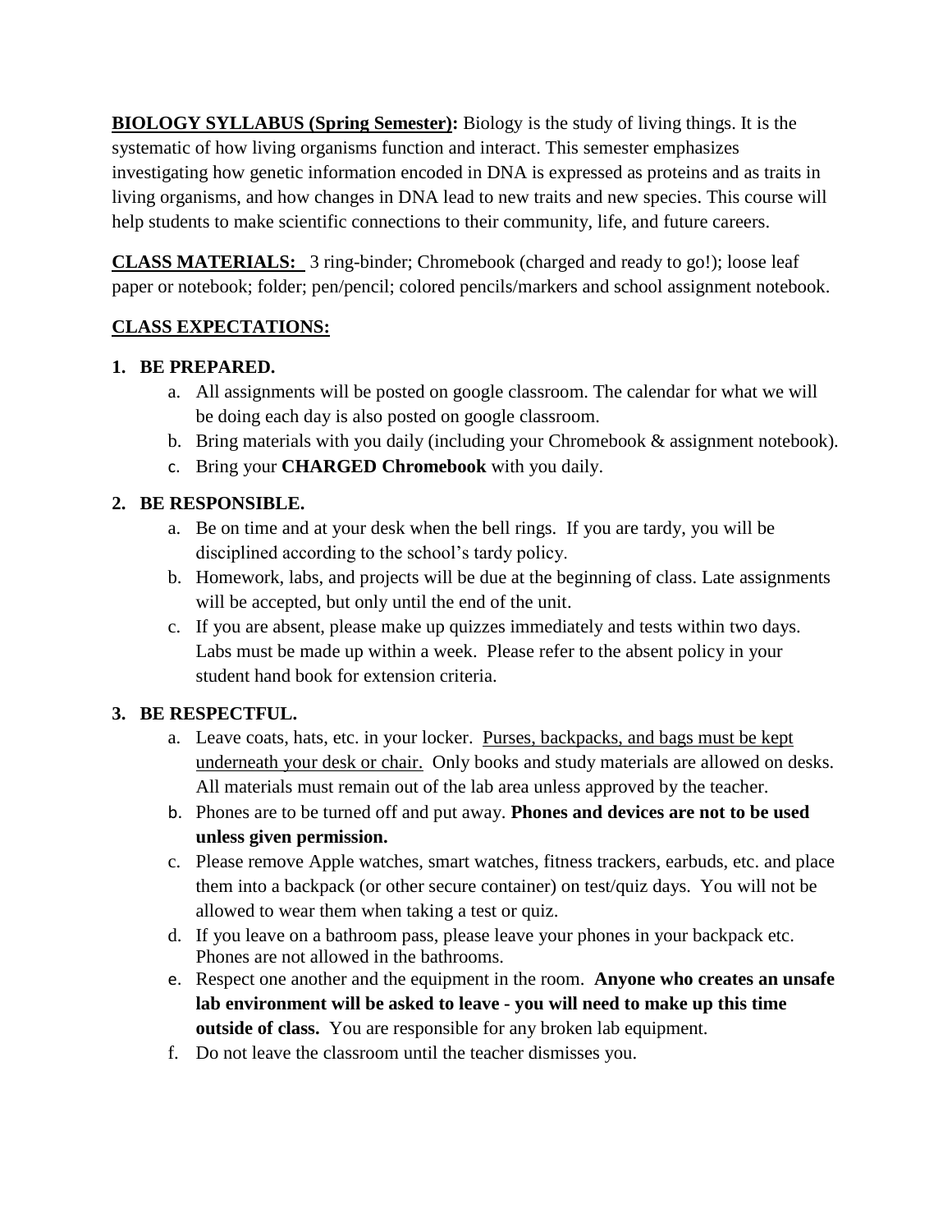**BIOLOGY SYLLABUS (Spring Semester):** Biology is the study of living things. It is the systematic of how living organisms function and interact. This semester emphasizes investigating how genetic information encoded in DNA is expressed as proteins and as traits in living organisms, and how changes in DNA lead to new traits and new species. This course will help students to make scientific connections to their community, life, and future careers.

**CLASS MATERIALS:** 3 ring-binder; Chromebook (charged and ready to go!); loose leaf paper or notebook; folder; pen/pencil; colored pencils/markers and school assignment notebook.

**CLASS EXPECTATIONS:**

1. **BE PREPARED.**
   a. All assignments will be posted on google classroom. The calendar for what we will be doing each day is also posted on google classroom.
   b. Bring materials with you daily (including your Chromebook & assignment notebook).
   c. Bring your **CHARGED Chromebook** with you daily.

2. **BE RESPONSIBLE.**
   a. Be on time and at your desk when the bell rings. If you are tardy, you will be disciplined according to the school's tardy policy.
   b. Homework, labs, and projects will be due at the beginning of class. Late assignments will be accepted, but only until the end of the unit.
   c. If you are absent, please make up quizzes immediately and tests within two days. Labs must be made up within a week. Please refer to the absent policy in your student hand book for extension criteria.

3. **BE RESPECTFUL.**
   a. Leave coats, hats, etc. in your locker. Purses, backpacks, and bags must be kept underneath your desk or chair. Only books and study materials are allowed on desks. All materials must remain out of the lab area unless approved by the teacher.
   b. Phones are to be turned off and put away. **Phones and devices are not to be used unless given permission.**
   c. Please remove Apple watches, smart watches, fitness trackers, earbuds, etc. and place them into a backpack (or other secure container) on test/quiz days. You will not be allowed to wear them when taking a test or quiz.
   d. If you leave on a bathroom pass, please leave your phones in your backpack etc. Phones are not allowed in the bathrooms.
   e. Respect one another and the equipment in the room. **Anyone who creates an unsafe lab environment will be asked to leave - you will need to make up this time outside of class.** You are responsible for any broken lab equipment.
   f. Do not leave the classroom until the teacher dismisses you.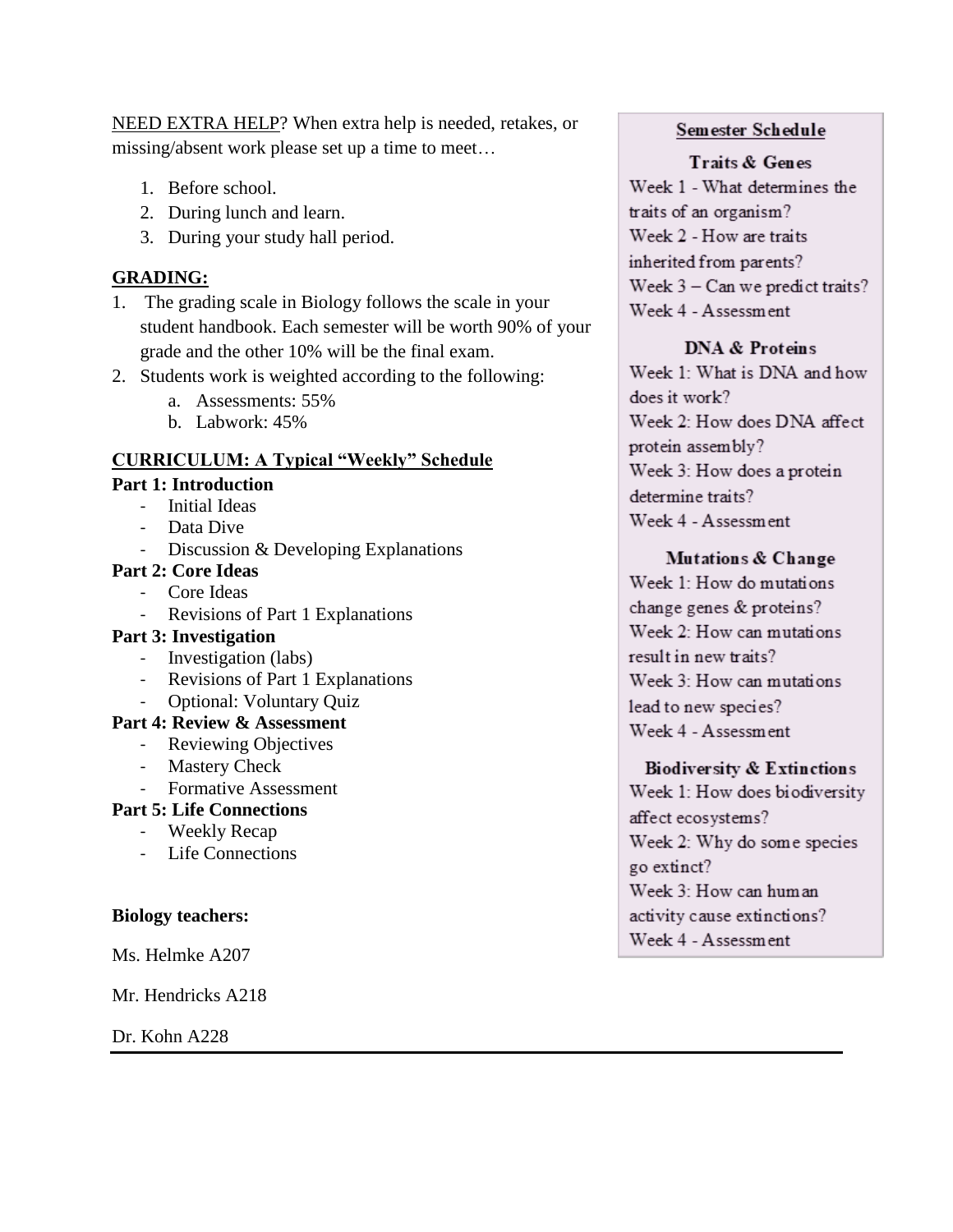NEED EXTRA HELP? When extra help is needed, retakes, or missing/absent work please set up a time to meet…

1. Before school.
2. During lunch and learn.
3. During your study hall period.

## GRADING:

1. The grading scale in Biology follows the scale in your student handbook. Each semester will be worth 90% of your grade and the other 10% will be the final exam.
2. Students work is weighted according to the following:
   a. Assessments: 55%
   b. Labwork: 45%

## CURRICULUM: A Typical "Weekly" Schedule

**Part 1: Introduction**

- Initial Ideas
- Data Dive
- Discussion & Developing Explanations

**Part 2: Core Ideas**

- Core Ideas
- Revisions of Part 1 Explanations

**Part 3: Investigation**

- Investigation (labs)
- Revisions of Part 1 Explanations
- Optional: Voluntary Quiz

**Part 4: Review & Assessment**

- Reviewing Objectives
- Mastery Check
- Formative Assessment

**Part 5: Life Connections**

- Weekly Recap
- Life Connections

**Biology teachers:**

Ms. Helmke A207

Mr. Hendricks A218

Dr. Kohn A228

---

## Semester Schedule

**Traits & Genes**

Week 1 - What determines the traits of an organism?
Week 2 - How are traits inherited from parents?
Week 3 – Can we predict traits?
Week 4 - Assessment

**DNA & Proteins**

Week 1: What is DNA and how does it work?
Week 2: How does DNA affect protein assembly?
Week 3: How does a protein determine traits?
Week 4 - Assessment

**Mutations & Change**

Week 1: How do mutations change genes & proteins?
Week 2: How can mutations result in new traits?
Week 3: How can mutations lead to new species?
Week 4 - Assessment

**Biodiversity & Extinctions**

Week 1: How does biodiversity affect ecosystems?
Week 2: Why do some species go extinct?
Week 3: How can human activity cause extinctions?
Week 4 - Assessment